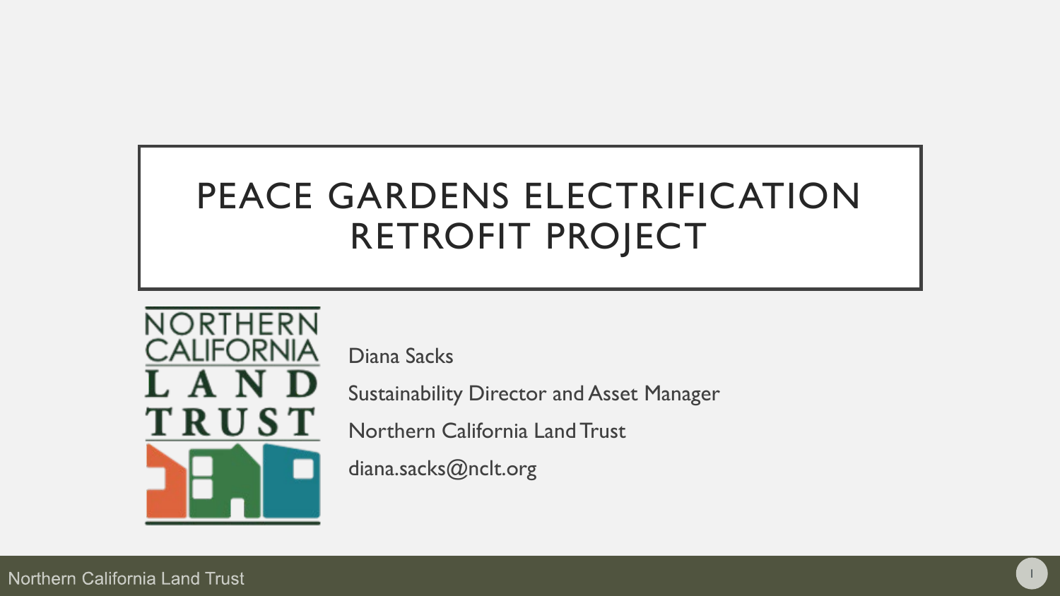# PEACE GARDENS ELECTRIFICATION RETROFIT PROJECT

NORTHERN CALIFORNIA LAND TRUST

Diana Sacks

Sustainability Director and Asset Manager

Northern California Land Trust

diana.sacks@nclt.org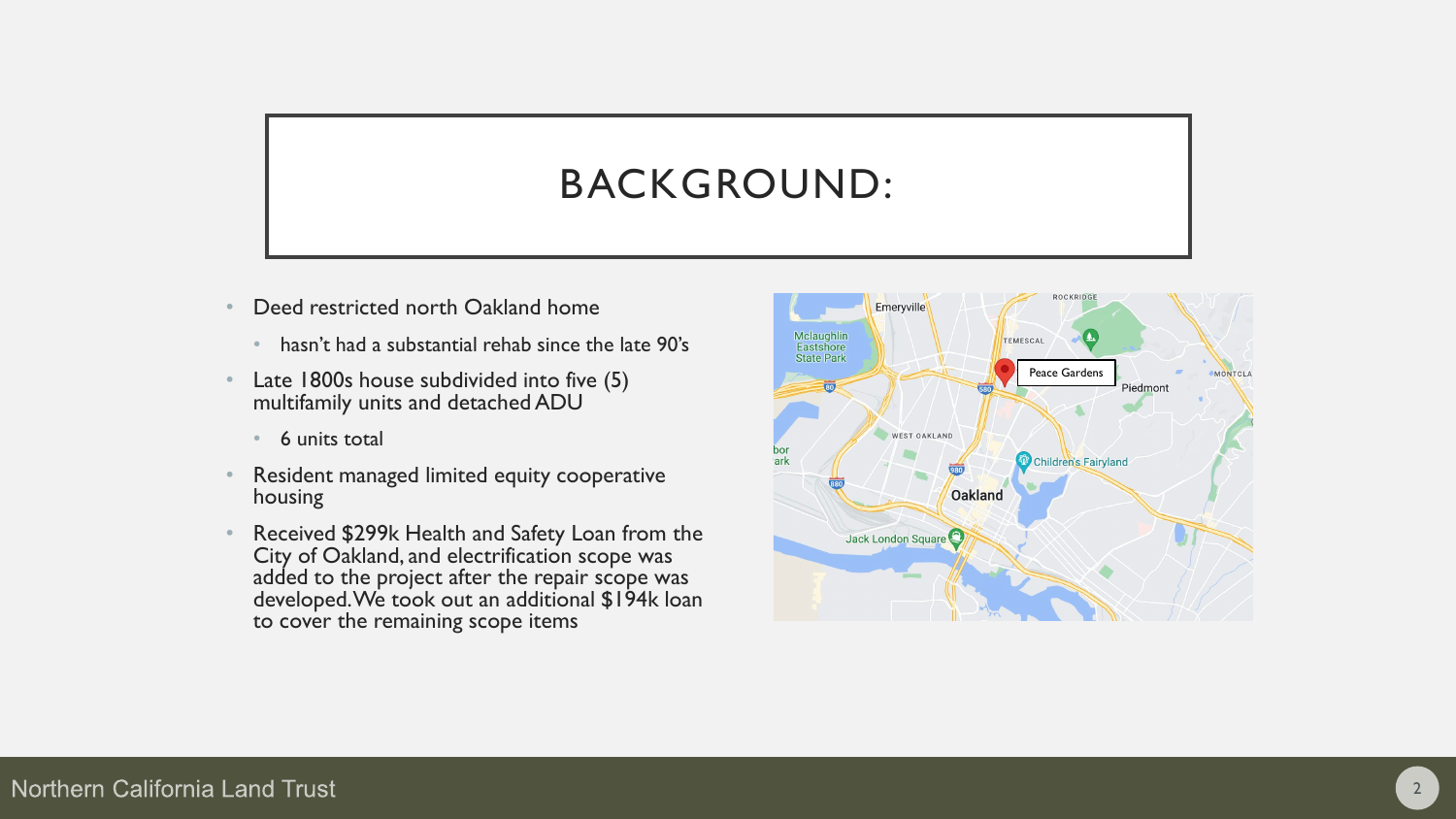# BACKGROUND:

- Deed restricted north Oakland home
  - hasn't had a substantial rehab since the late 90's
- Late 1800s house subdivided into five (5) multifamily units and detached ADU
  - 6 units total
- Resident managed limited equity cooperative housing
- Received $299k Health and Safety Loan from the City of Oakland, and electrification scope was added to the project after the repair scope was developed. We took out an additional $194k loan to cover the remaining scope items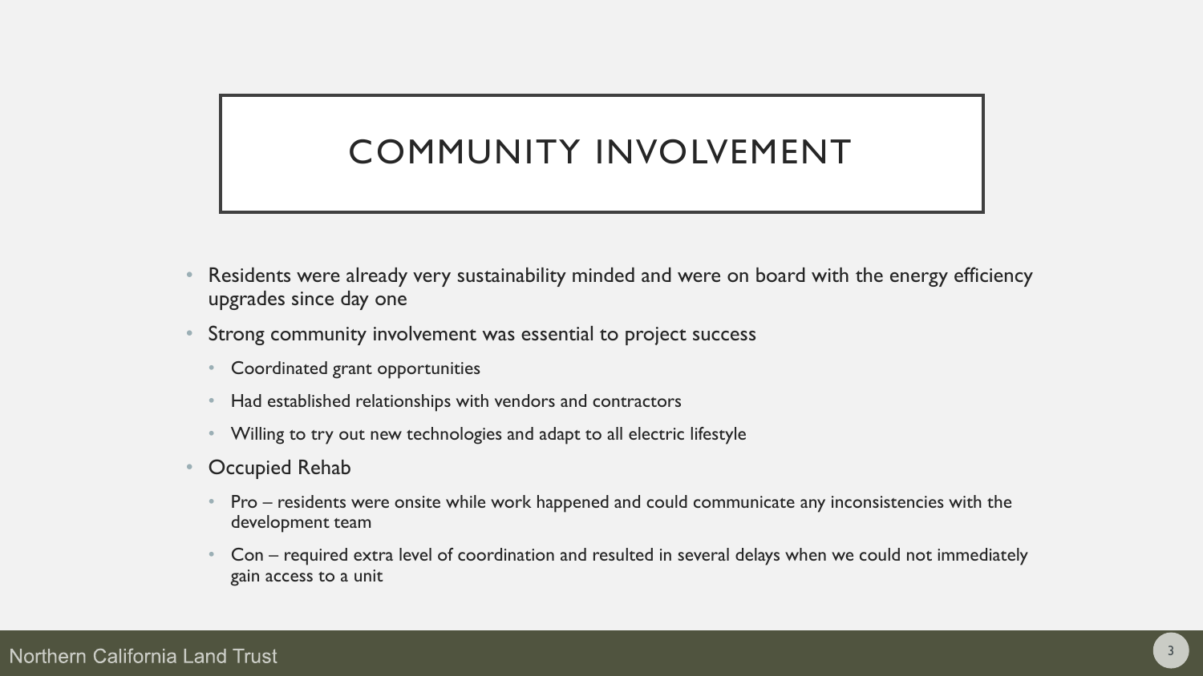# COMMUNITY INVOLVEMENT

- Residents were already very sustainability minded and were on board with the energy efficiency upgrades since day one
- Strong community involvement was essential to project success
  - Coordinated grant opportunities
  - Had established relationships with vendors and contractors
  - Willing to try out new technologies and adapt to all electric lifestyle
- Occupied Rehab
  - Pro – residents were onsite while work happened and could communicate any inconsistencies with the development team
  - Con – required extra level of coordination and resulted in several delays when we could not immediately gain access to a unit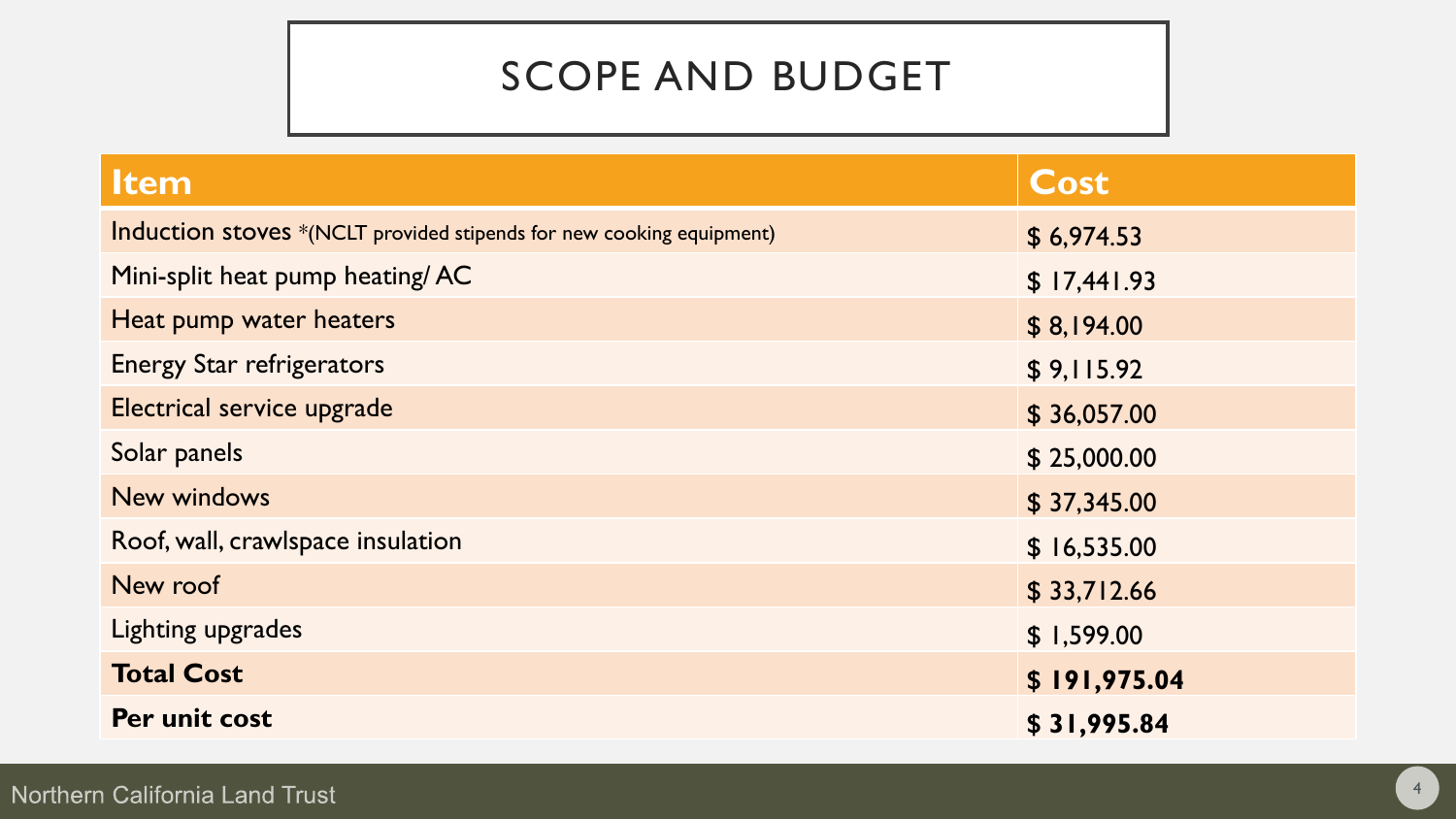# SCOPE AND BUDGET

| Item | Cost |
|---|---|
| Induction stoves *(NCLT provided stipends for new cooking equipment) | $ 6,974.53 |
| Mini-split heat pump heating/ AC | $ 17,441.93 |
| Heat pump water heaters | $ 8,194.00 |
| Energy Star refrigerators | $ 9,115.92 |
| Electrical service upgrade | $ 36,057.00 |
| Solar panels | $ 25,000.00 |
| New windows | $ 37,345.00 |
| Roof, wall, crawlspace insulation | $ 16,535.00 |
| New roof | $ 33,712.66 |
| Lighting upgrades | $ 1,599.00 |
| **Total Cost** | **$ 191,975.04** |
| **Per unit cost** | **$ 31,995.84** |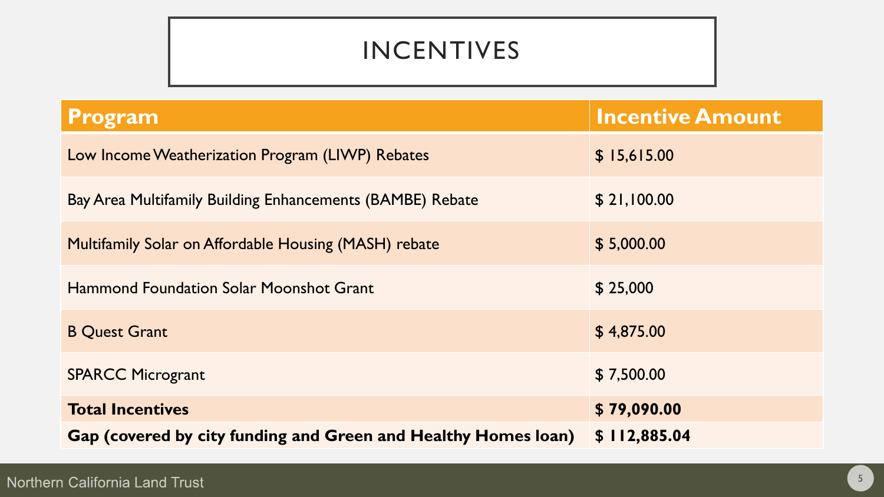# INCENTIVES

| Program | Incentive Amount |
| --- | --- |
| Low Income Weatherization Program (LIWP) Rebates | $ 15,615.00 |
| Bay Area Multifamily Building Enhancements (BAMBE) Rebate | $ 21,100.00 |
| Multifamily Solar on Affordable Housing (MASH) rebate | $ 5,000.00 |
| Hammond Foundation Solar Moonshot Grant | $ 25,000 |
| B Quest Grant | $ 4,875.00 |
| SPARCC Microgrant | $ 7,500.00 |
| **Total Incentives** | **$ 79,090.00** |
| **Gap (covered by city funding and Green and Healthy Homes loan)** | **$ 112,885.04** |

Northern California Land Trust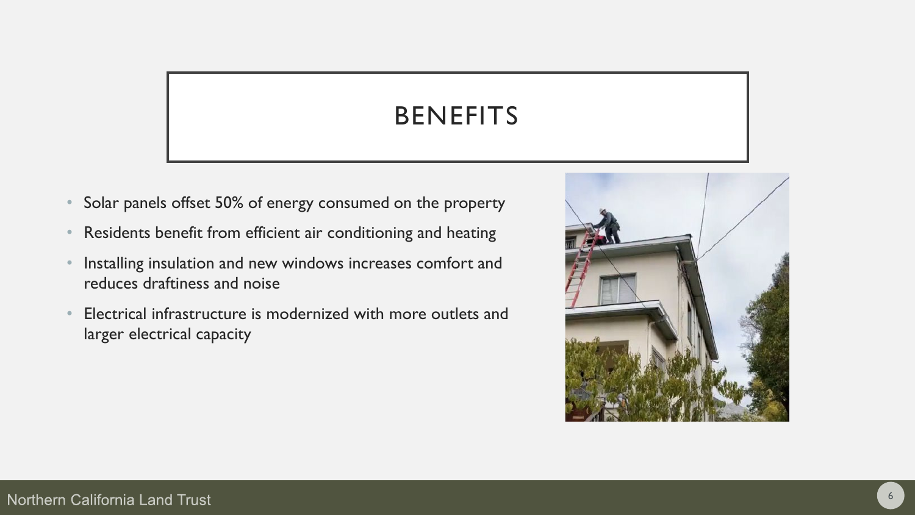# BENEFITS

- Solar panels offset 50% of energy consumed on the property
- Residents benefit from efficient air conditioning and heating
- Installing insulation and new windows increases comfort and reduces draftiness and noise
- Electrical infrastructure is modernized with more outlets and larger electrical capacity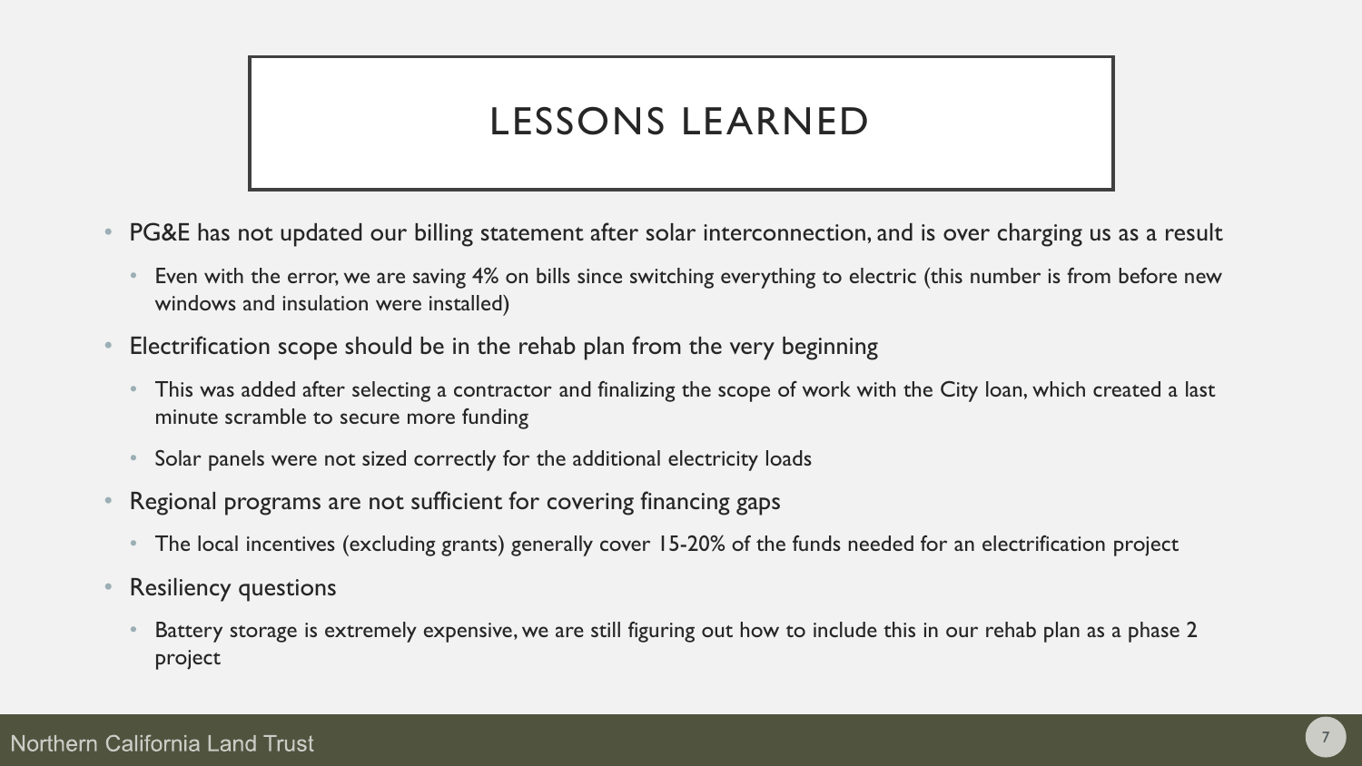# LESSONS LEARNED

- PG&E has not updated our billing statement after solar interconnection, and is over charging us as a result
  - Even with the error, we are saving 4% on bills since switching everything to electric (this number is from before new windows and insulation were installed)
- Electrification scope should be in the rehab plan from the very beginning
  - This was added after selecting a contractor and finalizing the scope of work with the City loan, which created a last minute scramble to secure more funding
  - Solar panels were not sized correctly for the additional electricity loads
- Regional programs are not sufficient for covering financing gaps
  - The local incentives (excluding grants) generally cover 15-20% of the funds needed for an electrification project
- Resiliency questions
  - Battery storage is extremely expensive, we are still figuring out how to include this in our rehab plan as a phase 2 project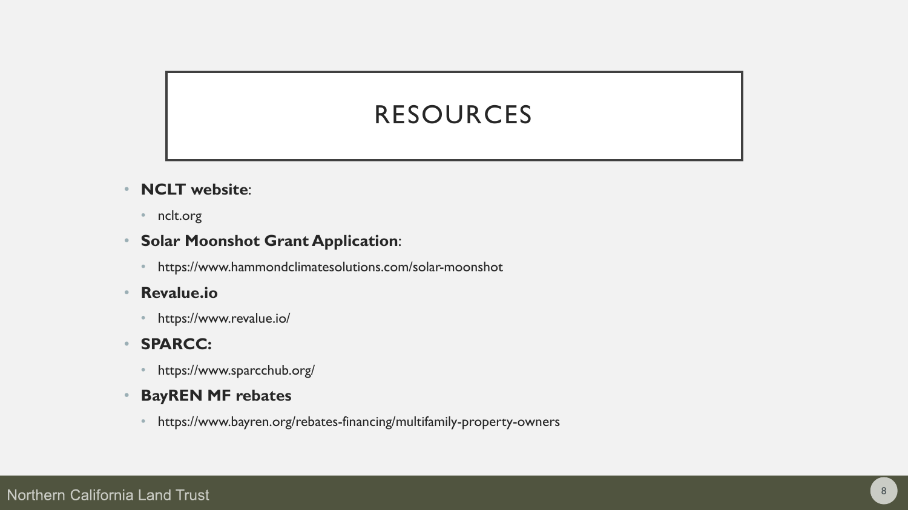# RESOURCES

- **NCLT website**:
  - nclt.org
- **Solar Moonshot Grant Application**:
  - https://www.hammondclimatesolutions.com/solar-moonshot
- **Revalue.io**
  - https://www.revalue.io/
- **SPARCC:**
  - https://www.sparcchub.org/
- **BayREN MF rebates**
  - https://www.bayren.org/rebates-financing/multifamily-property-owners